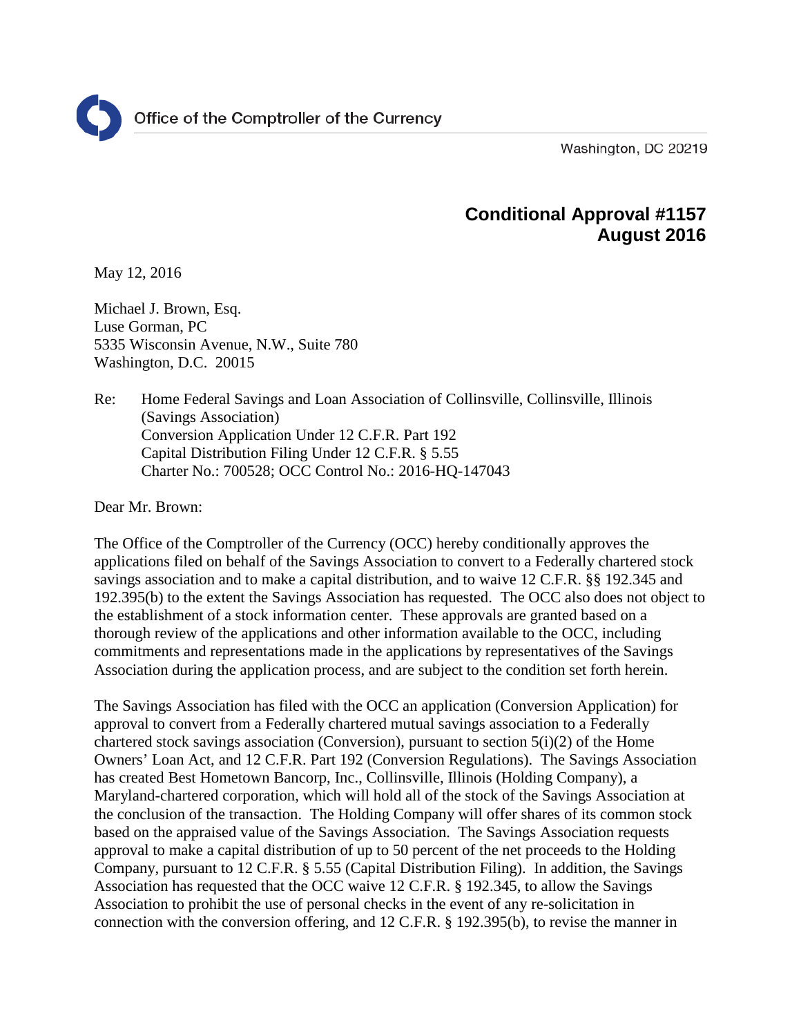Office of the Comptroller of the Currency

Washington, DC 20219

**Conditional Approval #1157**
**August 2016**

May 12, 2016

Michael J. Brown, Esq.
Luse Gorman, PC
5335 Wisconsin Avenue, N.W., Suite 780
Washington, D.C. 20015

Re: Home Federal Savings and Loan Association of Collinsville, Collinsville, Illinois (Savings Association)
Conversion Application Under 12 C.F.R. Part 192
Capital Distribution Filing Under 12 C.F.R. § 5.55
Charter No.: 700528; OCC Control No.: 2016-HQ-147043

Dear Mr. Brown:

The Office of the Comptroller of the Currency (OCC) hereby conditionally approves the applications filed on behalf of the Savings Association to convert to a Federally chartered stock savings association and to make a capital distribution, and to waive 12 C.F.R. §§ 192.345 and 192.395(b) to the extent the Savings Association has requested. The OCC also does not object to the establishment of a stock information center. These approvals are granted based on a thorough review of the applications and other information available to the OCC, including commitments and representations made in the applications by representatives of the Savings Association during the application process, and are subject to the condition set forth herein.

The Savings Association has filed with the OCC an application (Conversion Application) for approval to convert from a Federally chartered mutual savings association to a Federally chartered stock savings association (Conversion), pursuant to section 5(i)(2) of the Home Owners' Loan Act, and 12 C.F.R. Part 192 (Conversion Regulations). The Savings Association has created Best Hometown Bancorp, Inc., Collinsville, Illinois (Holding Company), a Maryland-chartered corporation, which will hold all of the stock of the Savings Association at the conclusion of the transaction. The Holding Company will offer shares of its common stock based on the appraised value of the Savings Association. The Savings Association requests approval to make a capital distribution of up to 50 percent of the net proceeds to the Holding Company, pursuant to 12 C.F.R. § 5.55 (Capital Distribution Filing). In addition, the Savings Association has requested that the OCC waive 12 C.F.R. § 192.345, to allow the Savings Association to prohibit the use of personal checks in the event of any re-solicitation in connection with the conversion offering, and 12 C.F.R. § 192.395(b), to revise the manner in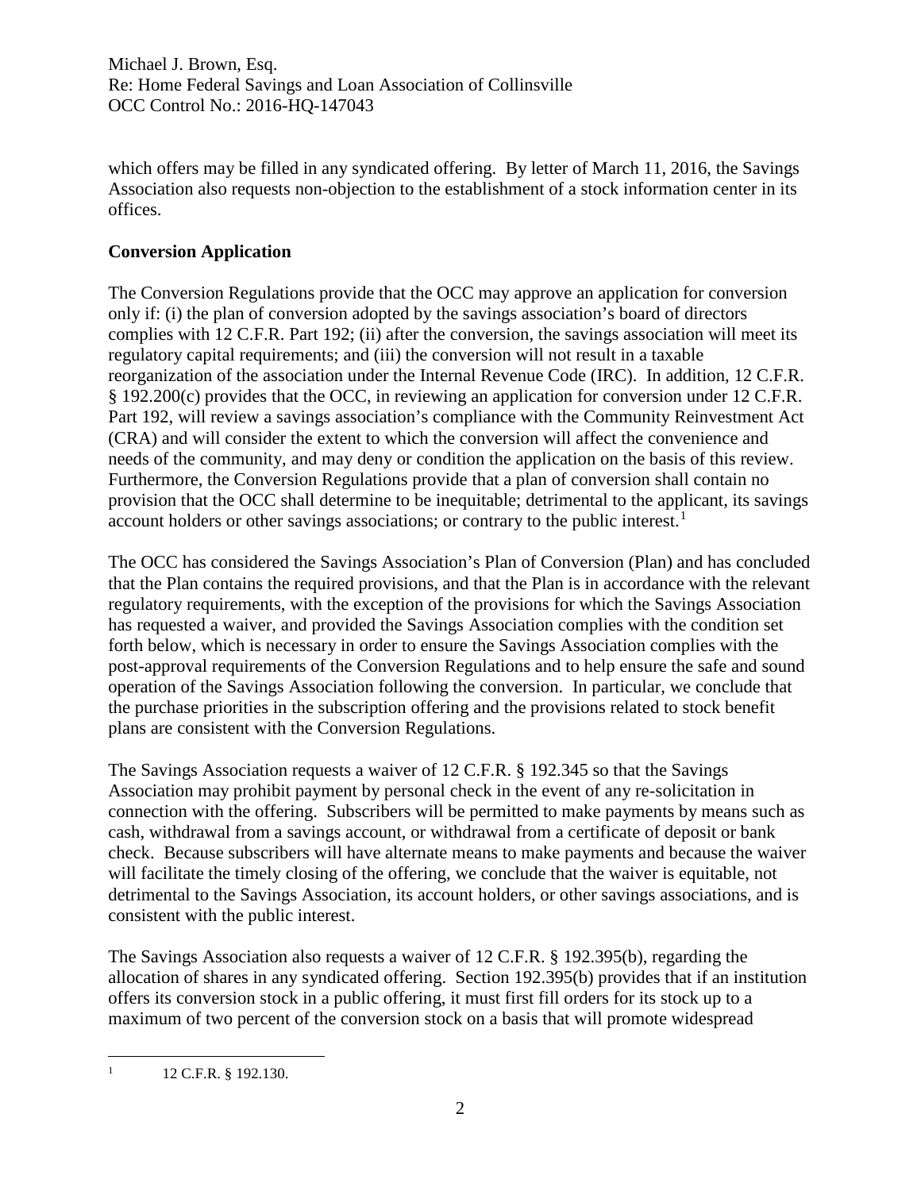which offers may be filled in any syndicated offering. By letter of March 11, 2016, the Savings Association also requests non-objection to the establishment of a stock information center in its offices.

**Conversion Application**

The Conversion Regulations provide that the OCC may approve an application for conversion only if: (i) the plan of conversion adopted by the savings association's board of directors complies with 12 C.F.R. Part 192; (ii) after the conversion, the savings association will meet its regulatory capital requirements; and (iii) the conversion will not result in a taxable reorganization of the association under the Internal Revenue Code (IRC). In addition, 12 C.F.R. § 192.200(c) provides that the OCC, in reviewing an application for conversion under 12 C.F.R. Part 192, will review a savings association's compliance with the Community Reinvestment Act (CRA) and will consider the extent to which the conversion will affect the convenience and needs of the community, and may deny or condition the application on the basis of this review. Furthermore, the Conversion Regulations provide that a plan of conversion shall contain no provision that the OCC shall determine to be inequitable; detrimental to the applicant, its savings account holders or other savings associations; or contrary to the public interest.[1]

The OCC has considered the Savings Association's Plan of Conversion (Plan) and has concluded that the Plan contains the required provisions, and that the Plan is in accordance with the relevant regulatory requirements, with the exception of the provisions for which the Savings Association has requested a waiver, and provided the Savings Association complies with the condition set forth below, which is necessary in order to ensure the Savings Association complies with the post-approval requirements of the Conversion Regulations and to help ensure the safe and sound operation of the Savings Association following the conversion. In particular, we conclude that the purchase priorities in the subscription offering and the provisions related to stock benefit plans are consistent with the Conversion Regulations.

The Savings Association requests a waiver of 12 C.F.R. § 192.345 so that the Savings Association may prohibit payment by personal check in the event of any re-solicitation in connection with the offering. Subscribers will be permitted to make payments by means such as cash, withdrawal from a savings account, or withdrawal from a certificate of deposit or bank check. Because subscribers will have alternate means to make payments and because the waiver will facilitate the timely closing of the offering, we conclude that the waiver is equitable, not detrimental to the Savings Association, its account holders, or other savings associations, and is consistent with the public interest.

The Savings Association also requests a waiver of 12 C.F.R. § 192.395(b), regarding the allocation of shares in any syndicated offering. Section 192.395(b) provides that if an institution offers its conversion stock in a public offering, it must first fill orders for its stock up to a maximum of two percent of the conversion stock on a basis that will promote widespread

---

[1] 12 C.F.R. § 192.130.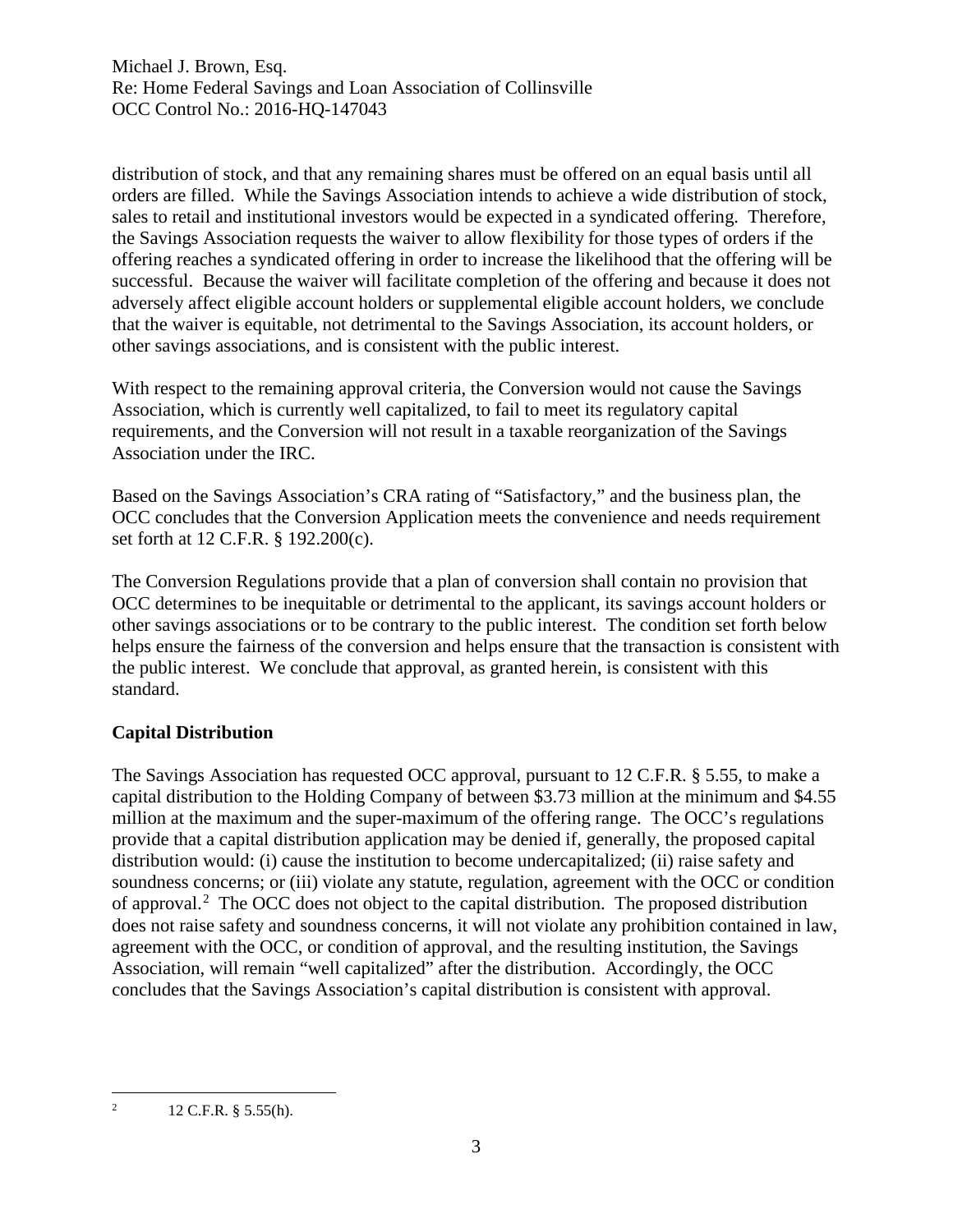distribution of stock, and that any remaining shares must be offered on an equal basis until all orders are filled. While the Savings Association intends to achieve a wide distribution of stock, sales to retail and institutional investors would be expected in a syndicated offering. Therefore, the Savings Association requests the waiver to allow flexibility for those types of orders if the offering reaches a syndicated offering in order to increase the likelihood that the offering will be successful. Because the waiver will facilitate completion of the offering and because it does not adversely affect eligible account holders or supplemental eligible account holders, we conclude that the waiver is equitable, not detrimental to the Savings Association, its account holders, or other savings associations, and is consistent with the public interest.

With respect to the remaining approval criteria, the Conversion would not cause the Savings Association, which is currently well capitalized, to fail to meet its regulatory capital requirements, and the Conversion will not result in a taxable reorganization of the Savings Association under the IRC.

Based on the Savings Association's CRA rating of "Satisfactory," and the business plan, the OCC concludes that the Conversion Application meets the convenience and needs requirement set forth at 12 C.F.R. § 192.200(c).

The Conversion Regulations provide that a plan of conversion shall contain no provision that OCC determines to be inequitable or detrimental to the applicant, its savings account holders or other savings associations or to be contrary to the public interest. The condition set forth below helps ensure the fairness of the conversion and helps ensure that the transaction is consistent with the public interest. We conclude that approval, as granted herein, is consistent with this standard.

**Capital Distribution**

The Savings Association has requested OCC approval, pursuant to 12 C.F.R. § 5.55, to make a capital distribution to the Holding Company of between \$3.73 million at the minimum and \$4.55 million at the maximum and the super-maximum of the offering range. The OCC's regulations provide that a capital distribution application may be denied if, generally, the proposed capital distribution would: (i) cause the institution to become undercapitalized; (ii) raise safety and soundness concerns; or (iii) violate any statute, regulation, agreement with the OCC or condition of approval.[2] The OCC does not object to the capital distribution. The proposed distribution does not raise safety and soundness concerns, it will not violate any prohibition contained in law, agreement with the OCC, or condition of approval, and the resulting institution, the Savings Association, will remain "well capitalized" after the distribution. Accordingly, the OCC concludes that the Savings Association's capital distribution is consistent with approval.

---

[2] 12 C.F.R. § 5.55(h).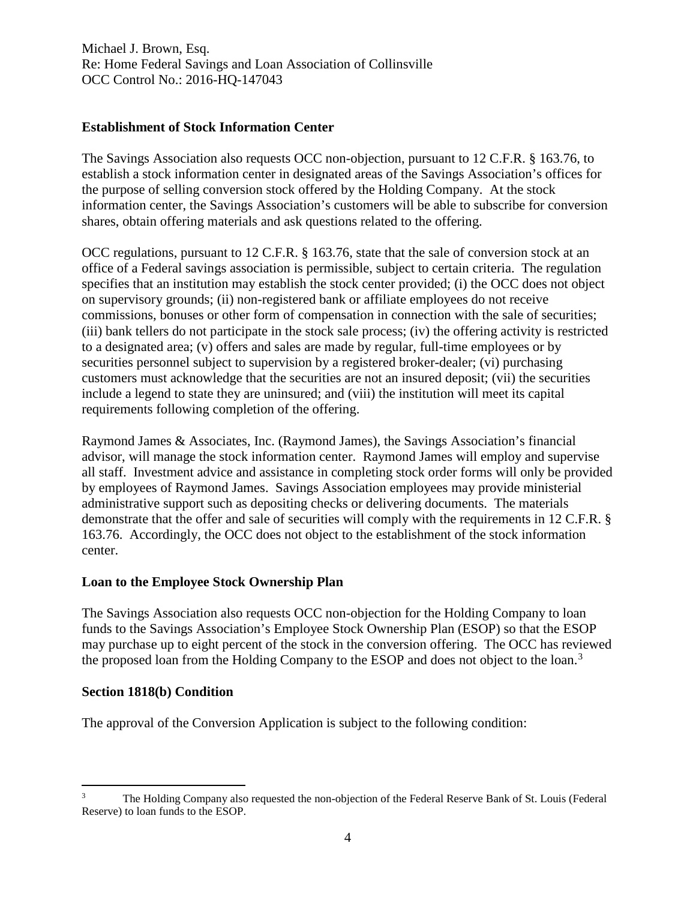Michael J. Brown, Esq.
Re: Home Federal Savings and Loan Association of Collinsville
OCC Control No.: 2016-HQ-147043

**Establishment of Stock Information Center**

The Savings Association also requests OCC non-objection, pursuant to 12 C.F.R. § 163.76, to establish a stock information center in designated areas of the Savings Association's offices for the purpose of selling conversion stock offered by the Holding Company. At the stock information center, the Savings Association's customers will be able to subscribe for conversion shares, obtain offering materials and ask questions related to the offering.

OCC regulations, pursuant to 12 C.F.R. § 163.76, state that the sale of conversion stock at an office of a Federal savings association is permissible, subject to certain criteria. The regulation specifies that an institution may establish the stock center provided; (i) the OCC does not object on supervisory grounds; (ii) non-registered bank or affiliate employees do not receive commissions, bonuses or other form of compensation in connection with the sale of securities; (iii) bank tellers do not participate in the stock sale process; (iv) the offering activity is restricted to a designated area; (v) offers and sales are made by regular, full-time employees or by securities personnel subject to supervision by a registered broker-dealer; (vi) purchasing customers must acknowledge that the securities are not an insured deposit; (vii) the securities include a legend to state they are uninsured; and (viii) the institution will meet its capital requirements following completion of the offering.

Raymond James & Associates, Inc. (Raymond James), the Savings Association's financial advisor, will manage the stock information center. Raymond James will employ and supervise all staff. Investment advice and assistance in completing stock order forms will only be provided by employees of Raymond James. Savings Association employees may provide ministerial administrative support such as depositing checks or delivering documents. The materials demonstrate that the offer and sale of securities will comply with the requirements in 12 C.F.R. § 163.76. Accordingly, the OCC does not object to the establishment of the stock information center.

**Loan to the Employee Stock Ownership Plan**

The Savings Association also requests OCC non-objection for the Holding Company to loan funds to the Savings Association's Employee Stock Ownership Plan (ESOP) so that the ESOP may purchase up to eight percent of the stock in the conversion offering. The OCC has reviewed the proposed loan from the Holding Company to the ESOP and does not object to the loan.[3]

**Section 1818(b) Condition**

The approval of the Conversion Application is subject to the following condition:

---

[3] The Holding Company also requested the non-objection of the Federal Reserve Bank of St. Louis (Federal Reserve) to loan funds to the ESOP.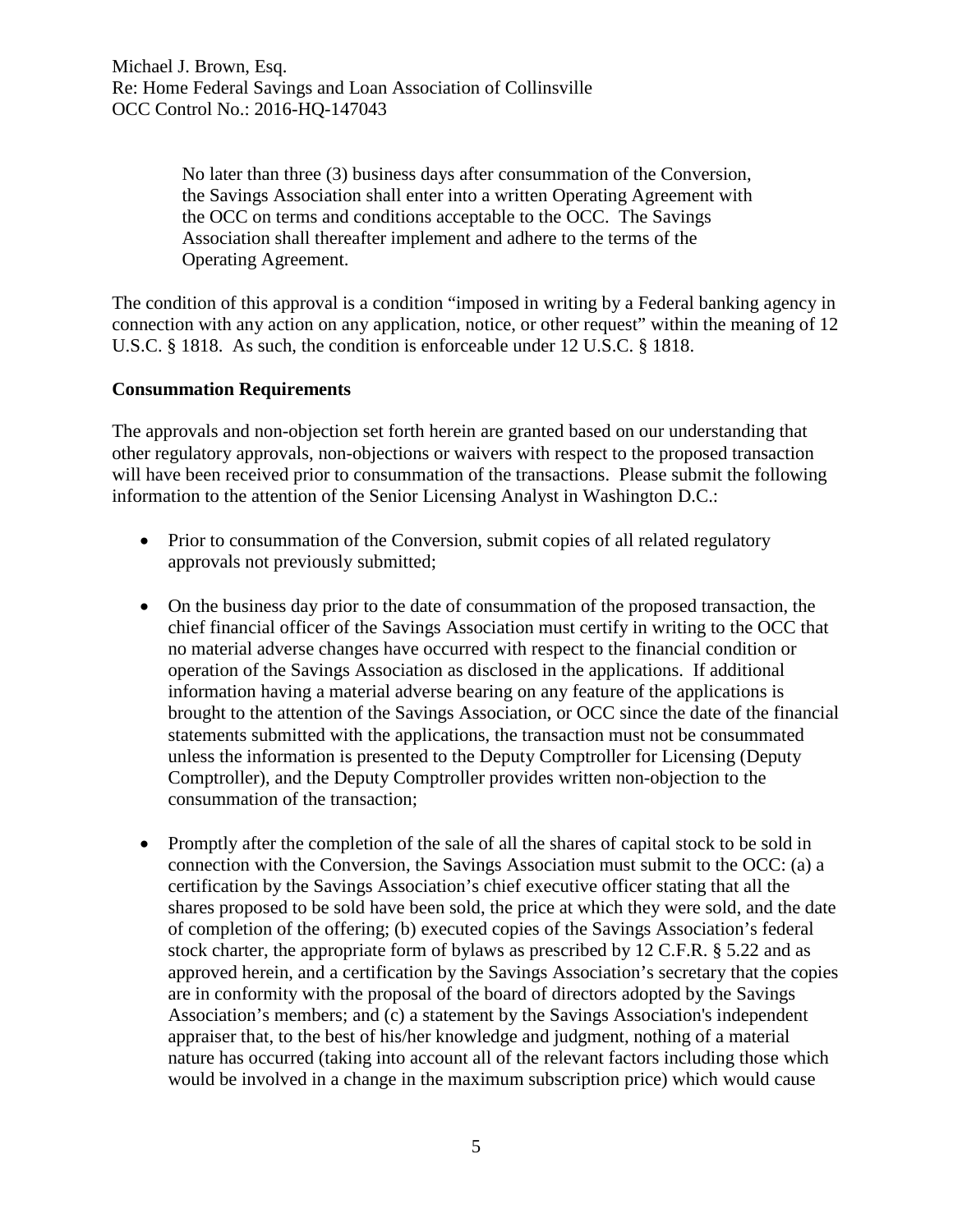> No later than three (3) business days after consummation of the Conversion, the Savings Association shall enter into a written Operating Agreement with the OCC on terms and conditions acceptable to the OCC. The Savings Association shall thereafter implement and adhere to the terms of the Operating Agreement.

The condition of this approval is a condition "imposed in writing by a Federal banking agency in connection with any action on any application, notice, or other request" within the meaning of 12 U.S.C. § 1818. As such, the condition is enforceable under 12 U.S.C. § 1818.

**Consummation Requirements**

The approvals and non-objection set forth herein are granted based on our understanding that other regulatory approvals, non-objections or waivers with respect to the proposed transaction will have been received prior to consummation of the transactions. Please submit the following information to the attention of the Senior Licensing Analyst in Washington D.C.:

- Prior to consummation of the Conversion, submit copies of all related regulatory approvals not previously submitted;

- On the business day prior to the date of consummation of the proposed transaction, the chief financial officer of the Savings Association must certify in writing to the OCC that no material adverse changes have occurred with respect to the financial condition or operation of the Savings Association as disclosed in the applications. If additional information having a material adverse bearing on any feature of the applications is brought to the attention of the Savings Association, or OCC since the date of the financial statements submitted with the applications, the transaction must not be consummated unless the information is presented to the Deputy Comptroller for Licensing (Deputy Comptroller), and the Deputy Comptroller provides written non-objection to the consummation of the transaction;

- Promptly after the completion of the sale of all the shares of capital stock to be sold in connection with the Conversion, the Savings Association must submit to the OCC: (a) a certification by the Savings Association's chief executive officer stating that all the shares proposed to be sold have been sold, the price at which they were sold, and the date of completion of the offering; (b) executed copies of the Savings Association's federal stock charter, the appropriate form of bylaws as prescribed by 12 C.F.R. § 5.22 and as approved herein, and a certification by the Savings Association's secretary that the copies are in conformity with the proposal of the board of directors adopted by the Savings Association's members; and (c) a statement by the Savings Association's independent appraiser that, to the best of his/her knowledge and judgment, nothing of a material nature has occurred (taking into account all of the relevant factors including those which would be involved in a change in the maximum subscription price) which would cause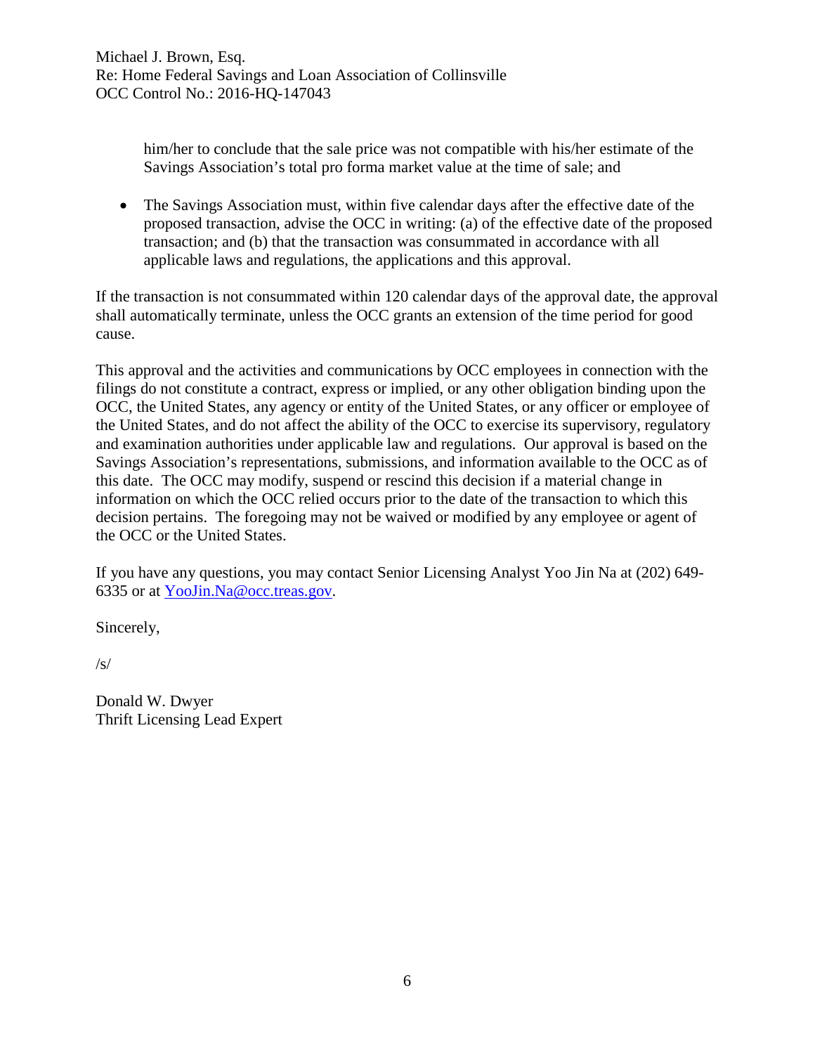him/her to conclude that the sale price was not compatible with his/her estimate of the Savings Association's total pro forma market value at the time of sale; and

- The Savings Association must, within five calendar days after the effective date of the proposed transaction, advise the OCC in writing: (a) of the effective date of the proposed transaction; and (b) that the transaction was consummated in accordance with all applicable laws and regulations, the applications and this approval.

If the transaction is not consummated within 120 calendar days of the approval date, the approval shall automatically terminate, unless the OCC grants an extension of the time period for good cause.

This approval and the activities and communications by OCC employees in connection with the filings do not constitute a contract, express or implied, or any other obligation binding upon the OCC, the United States, any agency or entity of the United States, or any officer or employee of the United States, and do not affect the ability of the OCC to exercise its supervisory, regulatory and examination authorities under applicable law and regulations. Our approval is based on the Savings Association's representations, submissions, and information available to the OCC as of this date. The OCC may modify, suspend or rescind this decision if a material change in information on which the OCC relied occurs prior to the date of the transaction to which this decision pertains. The foregoing may not be waived or modified by any employee or agent of the OCC or the United States.

If you have any questions, you may contact Senior Licensing Analyst Yoo Jin Na at (202) 649-6335 or at YooJin.Na@occ.treas.gov.

Sincerely,

/s/

Donald W. Dwyer
Thrift Licensing Lead Expert